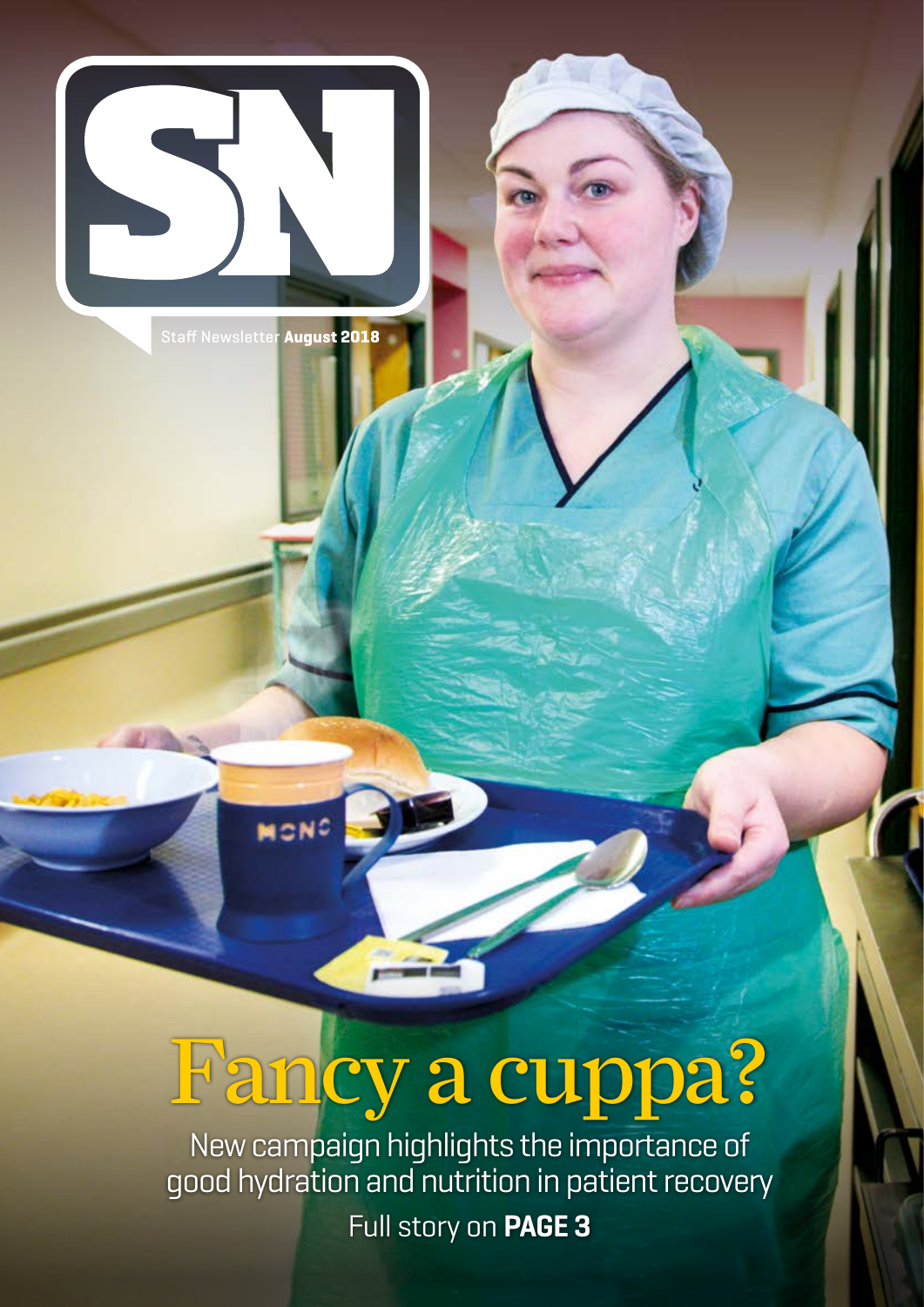# SN

Staff Newsletter **August 2018**

# Fancy a cuppa?

New campaign highlights the importance of good hydration and nutrition in patient recovery

Full story on **PAGE 3**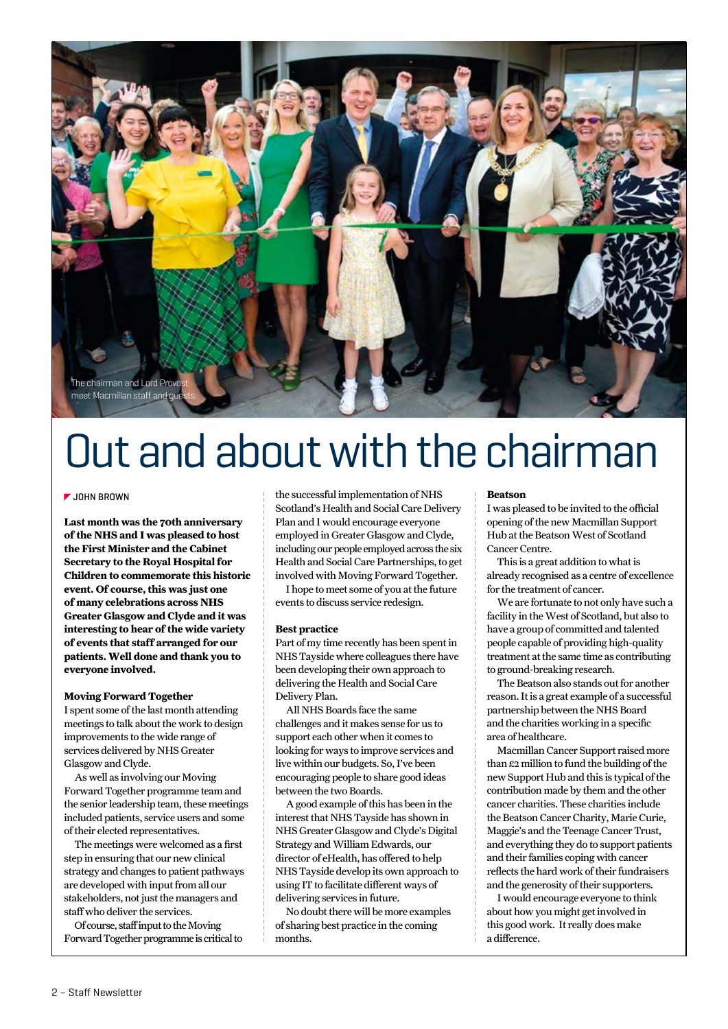The chairman and Lord Provost meet Macmillan staff and guests

# Out and about with the chairman

JOHN BROWN

**Last month was the 70th anniversary of the NHS and I was pleased to host the First Minister and the Cabinet Secretary to the Royal Hospital for Children to commemorate this historic event. Of course, this was just one of many celebrations across NHS Greater Glasgow and Clyde and it was interesting to hear of the wide variety of events that staff arranged for our patients. Well done and thank you to everyone involved.**

### Moving Forward Together

I spent some of the last month attending meetings to talk about the work to design improvements to the wide range of services delivered by NHS Greater Glasgow and Clyde.

As well as involving our Moving Forward Together programme team and the senior leadership team, these meetings included patients, service users and some of their elected representatives.

The meetings were welcomed as a first step in ensuring that our new clinical strategy and changes to patient pathways are developed with input from all our stakeholders, not just the managers and staff who deliver the services.

Of course, staff input to the Moving Forward Together programme is critical to the successful implementation of NHS Scotland's Health and Social Care Delivery Plan and I would encourage everyone employed in Greater Glasgow and Clyde, including our people employed across the six Health and Social Care Partnerships, to get involved with Moving Forward Together.

I hope to meet some of you at the future events to discuss service redesign.

### Best practice

Part of my time recently has been spent in NHS Tayside where colleagues there have been developing their own approach to delivering the Health and Social Care Delivery Plan.

All NHS Boards face the same challenges and it makes sense for us to support each other when it comes to looking for ways to improve services and live within our budgets. So, I've been encouraging people to share good ideas between the two Boards.

A good example of this has been in the interest that NHS Tayside has shown in NHS Greater Glasgow and Clyde's Digital Strategy and William Edwards, our director of eHealth, has offered to help NHS Tayside develop its own approach to using IT to facilitate different ways of delivering services in future.

No doubt there will be more examples of sharing best practice in the coming months.

### Beatson

I was pleased to be invited to the official opening of the new Macmillan Support Hub at the Beatson West of Scotland Cancer Centre.

This is a great addition to what is already recognised as a centre of excellence for the treatment of cancer.

We are fortunate to not only have such a facility in the West of Scotland, but also to have a group of committed and talented people capable of providing high-quality treatment at the same time as contributing to ground-breaking research.

The Beatson also stands out for another reason. It is a great example of a successful partnership between the NHS Board and the charities working in a specific area of healthcare.

Macmillan Cancer Support raised more than £2 million to fund the building of the new Support Hub and this is typical of the contribution made by them and the other cancer charities. These charities include the Beatson Cancer Charity, Marie Curie, Maggie's and the Teenage Cancer Trust, and everything they do to support patients and their families coping with cancer reflects the hard work of their fundraisers and the generosity of their supporters.

I would encourage everyone to think about how you might get involved in this good work. It really does make a difference.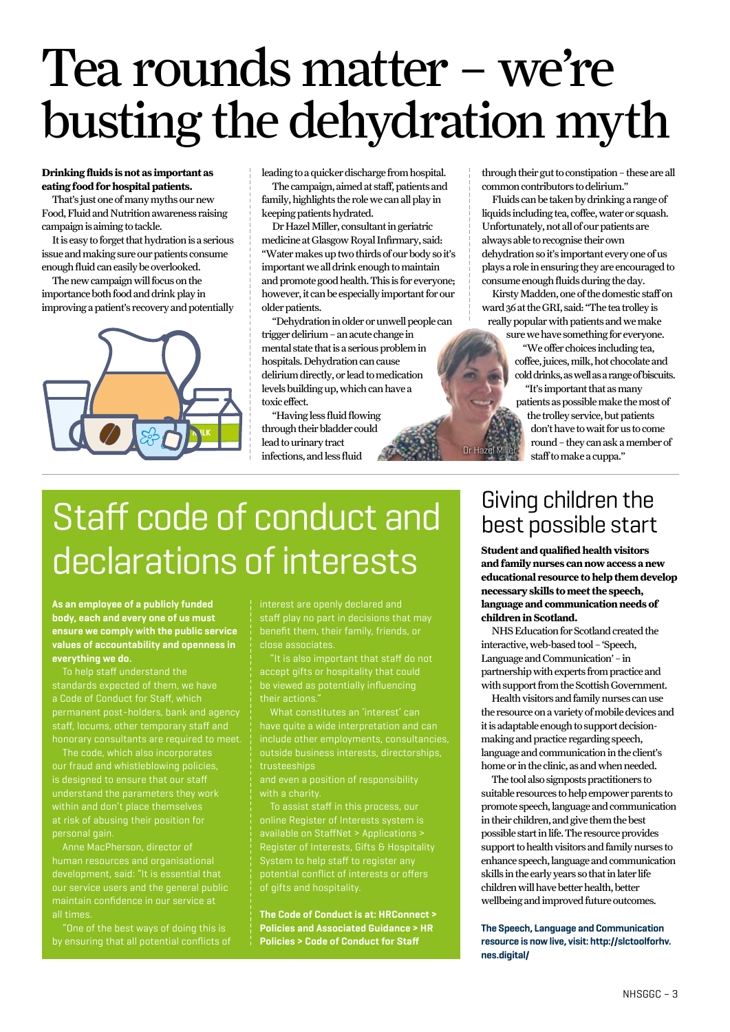# Tea rounds matter – we're busting the dehydration myth

**Drinking fluids is not as important as eating food for hospital patients.**

That's just one of many myths our new Food, Fluid and Nutrition awareness raising campaign is aiming to tackle.

It is easy to forget that hydration is a serious issue and making sure our patients consume enough fluid can easily be overlooked.

The new campaign will focus on the importance both food and drink play in improving a patient's recovery and potentially leading to a quicker discharge from hospital.

The campaign, aimed at staff, patients and family, highlights the role we can all play in keeping patients hydrated.

Dr Hazel Miller, consultant in geriatric medicine at Glasgow Royal Infirmary, said: "Water makes up two thirds of our body so it's important we all drink enough to maintain and promote good health. This is for everyone; however, it can be especially important for our older patients.

"Dehydration in older or unwell people can trigger delirium – an acute change in mental state that is a serious problem in hospitals. Dehydration can cause delirium directly, or lead to medication levels building up, which can have a toxic effect.

"Having less fluid flowing through their bladder could lead to urinary tract infections, and less fluid through their gut to constipation – these are all common contributors to delirium."

Dr Hazel Miller

Fluids can be taken by drinking a range of liquids including tea, coffee, water or squash. Unfortunately, not all of our patients are always able to recognise their own dehydration so it's important every one of us plays a role in ensuring they are encouraged to consume enough fluids during the day.

Kirsty Madden, one of the domestic staff on ward 36 at the GRI, said: "The tea trolley is really popular with patients and we make sure we have something for everyone.

"We offer choices including tea, coffee, juices, milk, hot chocolate and cold drinks, as well as a range of biscuits.

"It's important that as many patients as possible make the most of the trolley service, but patients don't have to wait for us to come round – they can ask a member of staff to make a cuppa."

## Staff code of conduct and declarations of interests

**As an employee of a publicly funded body, each and every one of us must ensure we comply with the public service values of accountability and openness in everything we do.**

To help staff understand the standards expected of them, we have a Code of Conduct for Staff, which permanent post-holders, bank and agency staff, locums, other temporary staff and honorary consultants are required to meet.

The code, which also incorporates our fraud and whistleblowing policies, is designed to ensure that our staff understand the parameters they work within and don't place themselves at risk of abusing their position for personal gain.

Anne MacPherson, director of human resources and organisational development, said: "It is essential that our service users and the general public maintain confidence in our service at all times.

"One of the best ways of doing this is by ensuring that all potential conflicts of interest are openly declared and staff play no part in decisions that may benefit them, their family, friends, or close associates.

"It is also important that staff do not accept gifts or hospitality that could be viewed as potentially influencing their actions."

What constitutes an 'interest' can have quite a wide interpretation and can include other employments, consultancies, outside business interests, directorships, trusteeships and even a position of responsibility with a charity.

To assist staff in this process, our online Register of Interests system is available on StaffNet > Applications > Register of Interests, Gifts & Hospitality System to help staff to register any potential conflict of interests or offers of gifts and hospitality.

**The Code of Conduct is at: HRConnect > Policies and Associated Guidance > HR Policies > Code of Conduct for Staff**

## Giving children the best possible start

**Student and qualified health visitors and family nurses can now access a new educational resource to help them develop necessary skills to meet the speech, language and communication needs of children in Scotland.**

NHS Education for Scotland created the interactive, web-based tool – 'Speech, Language and Communication' – in partnership with experts from practice and with support from the Scottish Government.

Health visitors and family nurses can use the resource on a variety of mobile devices and it is adaptable enough to support decision-making and practice regarding speech, language and communication in the client's home or in the clinic, as and when needed.

The tool also signposts practitioners to suitable resources to help empower parents to promote speech, language and communication in their children, and give them the best possible start in life. The resource provides support to health visitors and family nurses to enhance speech, language and communication skills in the early years so that in later life children will have better health, better wellbeing and improved future outcomes.

**The Speech, Language and Communication resource is now live, visit: http://slctoolforhv.nes.digital/**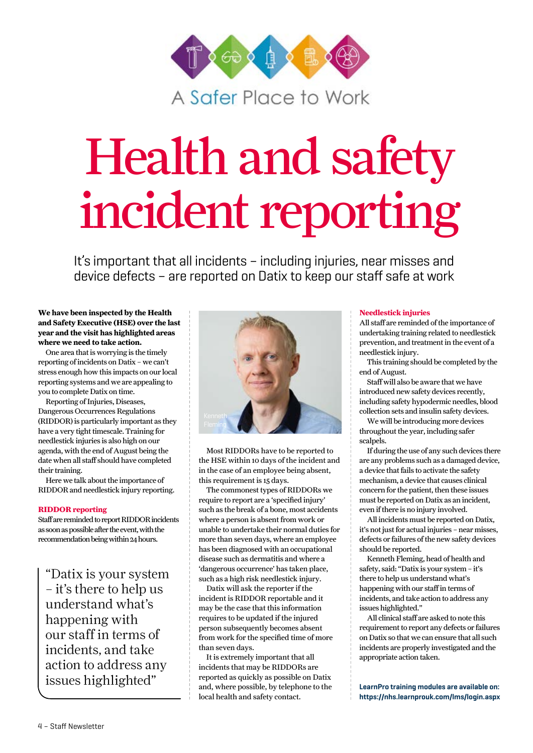A Safer Place to Work

# Health and safety incident reporting

It's important that all incidents – including injuries, near misses and device defects – are reported on Datix to keep our staff safe at work

**We have been inspected by the Health and Safety Executive (HSE) over the last year and the visit has highlighted areas where we need to take action.**

One area that is worrying is the timely reporting of incidents on Datix – we can't stress enough how this impacts on our local reporting systems and we are appealing to you to complete Datix on time.

Reporting of Injuries, Diseases, Dangerous Occurrences Regulations (RIDDOR) is particularly important as they have a very tight timescale. Training for needlestick injuries is also high on our agenda, with the end of August being the date when all staff should have completed their training.

Here we talk about the importance of RIDDOR and needlestick injury reporting.

## RIDDOR reporting

Staff are reminded to report RIDDOR incidents as soon as possible after the event, with the recommendation being within 24 hours.

> "Datix is your system – it's there to help us understand what's happening with our staff in terms of incidents, and take action to address any issues highlighted"

Kenneth Fleming

Most RIDDORs have to be reported to the HSE within 10 days of the incident and in the case of an employee being absent, this requirement is 15 days.

The commonest types of RIDDORs we require to report are a 'specified injury' such as the break of a bone, most accidents where a person is absent from work or unable to undertake their normal duties for more than seven days, where an employee has been diagnosed with an occupational disease such as dermatitis and where a 'dangerous occurrence' has taken place, such as a high risk needlestick injury.

Datix will ask the reporter if the incident is RIDDOR reportable and it may be the case that this information requires to be updated if the injured person subsequently becomes absent from work for the specified time of more than seven days.

It is extremely important that all incidents that may be RIDDORs are reported as quickly as possible on Datix and, where possible, by telephone to the local health and safety contact.

## Needlestick injuries

All staff are reminded of the importance of undertaking training related to needlestick prevention, and treatment in the event of a needlestick injury.

This training should be completed by the end of August.

Staff will also be aware that we have introduced new safety devices recently, including safety hypodermic needles, blood collection sets and insulin safety devices.

We will be introducing more devices throughout the year, including safer scalpels.

If during the use of any such devices there are any problems such as a damaged device, a device that fails to activate the safety mechanism, a device that causes clinical concern for the patient, then these issues must be reported on Datix as an incident, even if there is no injury involved.

All incidents must be reported on Datix, it's not just for actual injuries – near misses, defects or failures of the new safety devices should be reported.

Kenneth Fleming, head of health and safety, said: "Datix is your system – it's there to help us understand what's happening with our staff in terms of incidents, and take action to address any issues highlighted."

All clinical staff are asked to note this requirement to report any defects or failures on Datix so that we can ensure that all such incidents are properly investigated and the appropriate action taken.

**LearnPro training modules are available on: https://nhs.learnprouk.com/lms/login.aspx**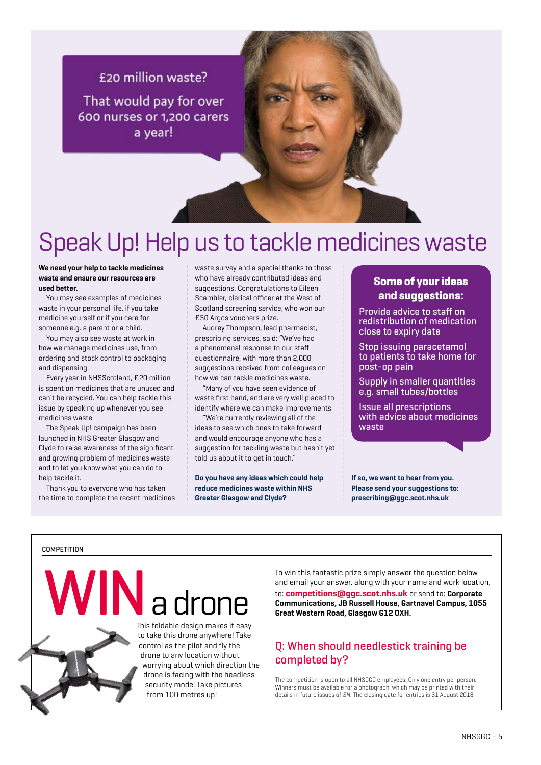£20 million waste?

That would pay for over 600 nurses or 1,200 carers a year!

# Speak Up! Help us to tackle medicines waste

**We need your help to tackle medicines waste and ensure our resources are used better.**

You may see examples of medicines waste in your personal life, if you take medicine yourself or if you care for someone e.g. a parent or a child.

You may also see waste at work in how we manage medicines use, from ordering and stock control to packaging and dispensing.

Every year in NHSScotland, £20 million is spent on medicines that are unused and can't be recycled. You can help tackle this issue by speaking up whenever you see medicines waste.

The Speak Up! campaign has been launched in NHS Greater Glasgow and Clyde to raise awareness of the significant and growing problem of medicines waste and to let you know what you can do to help tackle it.

Thank you to everyone who has taken the time to complete the recent medicines waste survey and a special thanks to those who have already contributed ideas and suggestions. Congratulations to Eileen Scambler, clerical officer at the West of Scotland screening service, who won our £50 Argos vouchers prize.

Audrey Thompson, lead pharmacist, prescribing services, said: "We've had a phenomenal response to our staff questionnaire, with more than 2,000 suggestions received from colleagues on how we can tackle medicines waste.

"Many of you have seen evidence of waste first hand, and are very well placed to identify where we can make improvements.

"We're currently reviewing all of the ideas to see which ones to take forward and would encourage anyone who has a suggestion for tackling waste but hasn't yet told us about it to get in touch."

**Do you have any ideas which could help reduce medicines waste within NHS Greater Glasgow and Clyde?**

**If so, we want to hear from you. Please send your suggestions to: prescribing@ggc.scot.nhs.uk**

## Some of your ideas and suggestions:

- Provide advice to staff on redistribution of medication close to expiry date
- Stop issuing paracetamol to patients to take home for post-op pain
- Supply in smaller quantities e.g. small tubes/bottles
- Issue all prescriptions with advice about medicines waste

COMPETITION

# WIN a drone

This foldable design makes it easy to take this drone anywhere! Take control as the pilot and fly the drone to any location without worrying about which direction the drone is facing with the headless security mode. Take pictures from 100 metres up!

To win this fantastic prize simply answer the question below and email your answer, along with your name and work location, to: **competitions@ggc.scot.nhs.uk** or send to: **Corporate Communications, JB Russell House, Gartnavel Campus, 1055 Great Western Road, Glasgow G12 0XH.**

## Q: When should needlestick training be completed by?

The competition is open to all NHSGGC employees. Only one entry per person. Winners must be available for a photograph, which may be printed with their details in future issues of *SN*. The closing date for entries is 31 August 2018.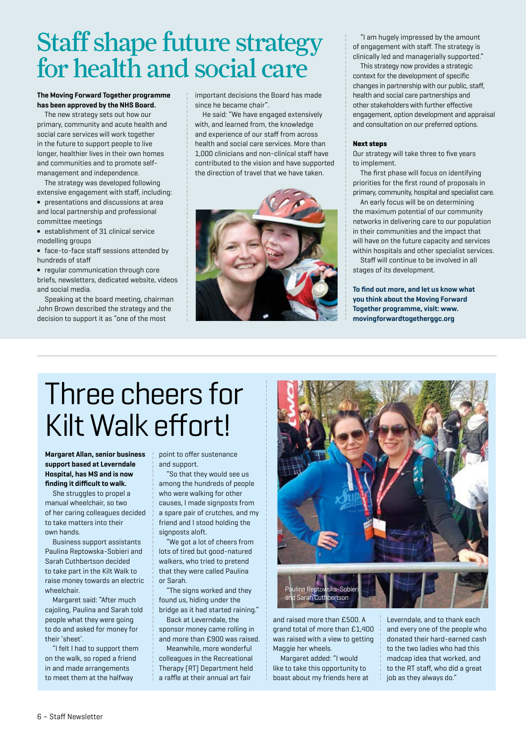# Staff shape future strategy for health and social care

**The Moving Forward Together programme has been approved by the NHS Board.**

The new strategy sets out how our primary, community and acute health and social care services will work together in the future to support people to live longer, healthier lives in their own homes and communities and to promote self-management and independence.

The strategy was developed following extensive engagement with staff, including:

- presentations and discussions at area and local partnership and professional committee meetings
- establishment of 31 clinical service modelling groups
- face-to-face staff sessions attended by hundreds of staff
- regular communication through core briefs, newsletters, dedicated website, videos and social media.

Speaking at the board meeting, chairman John Brown described the strategy and the decision to support it as "one of the most important decisions the Board has made since he became chair".

He said: "We have engaged extensively with, and learned from, the knowledge and experience of our staff from across health and social care services. More than 1,000 clinicians and non-clinical staff have contributed to the vision and have supported the direction of travel that we have taken.

"I am hugely impressed by the amount of engagement with staff. The strategy is clinically led and managerially supported."

This strategy now provides a strategic context for the development of specific changes in partnership with our public, staff, health and social care partnerships and other stakeholders with further effective engagement, option development and appraisal and consultation on our preferred options.

**Next steps**

Our strategy will take three to five years to implement.

The first phase will focus on identifying priorities for the first round of proposals in primary, community, hospital and specialist care.

An early focus will be on determining the maximum potential of our community networks in delivering care to our population in their communities and the impact that will have on the future capacity and services within hospitals and other specialist services.

Staff will continue to be involved in all stages of its development.

**To find out more, and let us know what you think about the Moving Forward Together programme, visit: www.movingforwardtogetherggc.org**

# Three cheers for Kilt Walk effort!

**Margaret Allan, senior business support based at Leverndale Hospital, has MS and is now finding it difficult to walk.**

She struggles to propel a manual wheelchair, so two of her caring colleagues decided to take matters into their own hands.

Business support assistants Paulina Reptowska-Sobieri and Sarah Cuthbertson decided to take part in the Kilt Walk to raise money towards an electric wheelchair.

Margaret said: "After much cajoling, Paulina and Sarah told people what they were going to do and asked for money for their 'sheet'.

"I felt I had to support them on the walk, so roped a friend in and made arrangements to meet them at the halfway point to offer sustenance and support.

"So that they would see us among the hundreds of people who were walking for other causes, I made signposts from a spare pair of crutches, and my friend and I stood holding the signposts aloft.

"We got a lot of cheers from lots of tired but good-natured walkers, who tried to pretend that they were called Paulina or Sarah.

"The signs worked and they found us, hiding under the bridge as it had started raining."

Back at Leverndale, the sponsor money came rolling in and more than £900 was raised.

Meanwhile, more wonderful colleagues in the Recreational Therapy (RT) Department held a raffle at their annual art fair and raised more than £500. A grand total of more than £1,400 was raised with a view to getting Maggie her wheels.

Margaret added: "I would like to take this opportunity to boast about my friends here at Leverndale, and to thank each and every one of the people who donated their hard-earned cash to the two ladies who had this madcap idea that worked, and to the RT staff, who did a great job as they always do."

Paulina Reptowska-Sobieri and Sarah Cuthbertson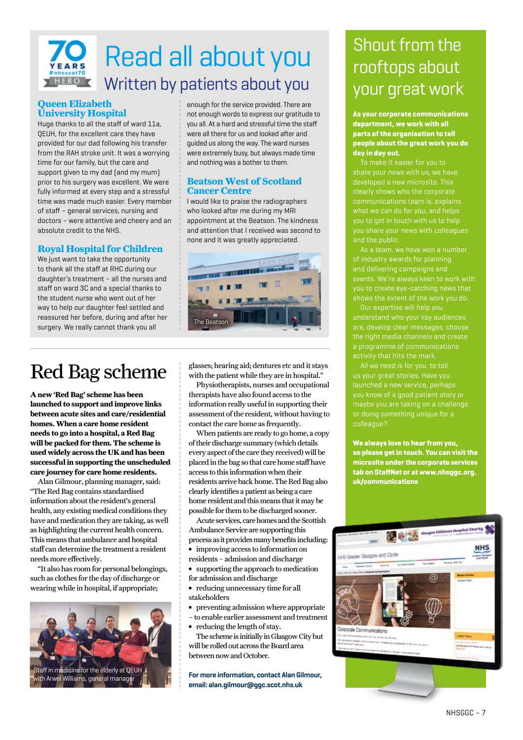# Read all about you

## Written by patients about you

### Queen Elizabeth University Hospital

Huge thanks to all the staff of ward 11a, QEUH, for the excellent care they have provided for our dad following his transfer from the RAH stroke unit. It was a worrying time for our family, but the care and support given to my dad (and my mum) prior to his surgery was excellent. We were fully informed at every step and a stressful time was made much easier. Every member of staff – general services, nursing and doctors – were attentive and cheery and an absolute credit to the NHS.

### Royal Hospital for Children

We just want to take the opportunity to thank all the staff at RHC during our daughter's treatment – all the nurses and staff on ward 3C and a special thanks to the student nurse who went out of her way to help our daughter feel settled and reassured her before, during and after her surgery. We really cannot thank you all enough for the service provided. There are not enough words to express our gratitude to you all. At a hard and stressful time the staff were all there for us and looked after and guided us along the way. The ward nurses were extremely busy, but always made time and nothing was a bother to them.

### Beatson West of Scotland Cancer Centre

I would like to praise the radiographers who looked after me during my MRI appointment at the Beatson. The kindness and attention that I received was second to none and it was greatly appreciated.

The Beatson

# Red Bag scheme

**A new 'Red Bag' scheme has been launched to support and improve links between acute sites and care/residential homes. When a care home resident needs to go into a hospital, a Red Bag will be packed for them. The scheme is used widely across the UK and has been successful in supporting the unscheduled care journey for care home residents.**

Alan Gilmour, planning manager, said: "The Red Bag contains standardised information about the resident's general health, any existing medical conditions they have and medication they are taking, as well as highlighting the current health concern. This means that ambulance and hospital staff can determine the treatment a resident needs more effectively.

"It also has room for personal belongings, such as clothes for the day of discharge or wearing while in hospital, if appropriate; glasses; hearing aid; dentures etc and it stays with the patient while they are in hospital."

Physiotherapists, nurses and occupational therapists have also found access to the information really useful in supporting their assessment of the resident, without having to contact the care home as frequently.

When patients are ready to go home, a copy of their discharge summary (which details every aspect of the care they received) will be placed in the bag so that care home staff have access to this information when their residents arrive back home. The Red Bag also clearly identifies a patient as being a care home resident and this means that it may be possible for them to be discharged sooner.

Acute services, care homes and the Scottish Ambulance Service are supporting this process as it provides many benefits including:

- improving access to information on residents – admission and discharge
- supporting the approach to medication for admission and discharge
- reducing unnecessary time for all stakeholders
- preventing admission where appropriate – to enable earlier assessment and treatment
- reducing the length of stay.

The scheme is initially in Glasgow City but will be rolled out across the Board area between now and October.

Staff in medicine for the elderly at QEUH with Arwel Williams, general manager

**For more information, contact Alan Gilmour, email: alan.gilmour@ggc.scot.nhs.uk**

# Shout from the rooftops about your great work

**As your corporate communications department, we work with all parts of the organisation to tell people about the great work you do day in day out.**

To make it easier for you to share your news with us, we have developed a new microsite. This clearly shows who the corporate communications team is, explains what we can do for you, and helps you to get in touch with us to help you share your news with colleagues and the public.

As a team, we have won a number of industry awards for planning and delivering campaigns and events. We're always keen to work with you to create eye-catching news that shows the extent of the work you do.

Our expertise will help you understand who your key audiences are, develop clear messages, choose the right media channels and create a programme of communications activity that hits the mark.

All we need is for you to tell us your great stories. Have you launched a new service, perhaps you know of a good patient story or maybe you are taking on a challenge or doing something unique for a colleague?

**We always love to hear from you, so please get in touch. You can visit the microsite under the corporate services tab on StaffNet or at www.nhsggc.org.uk/communications**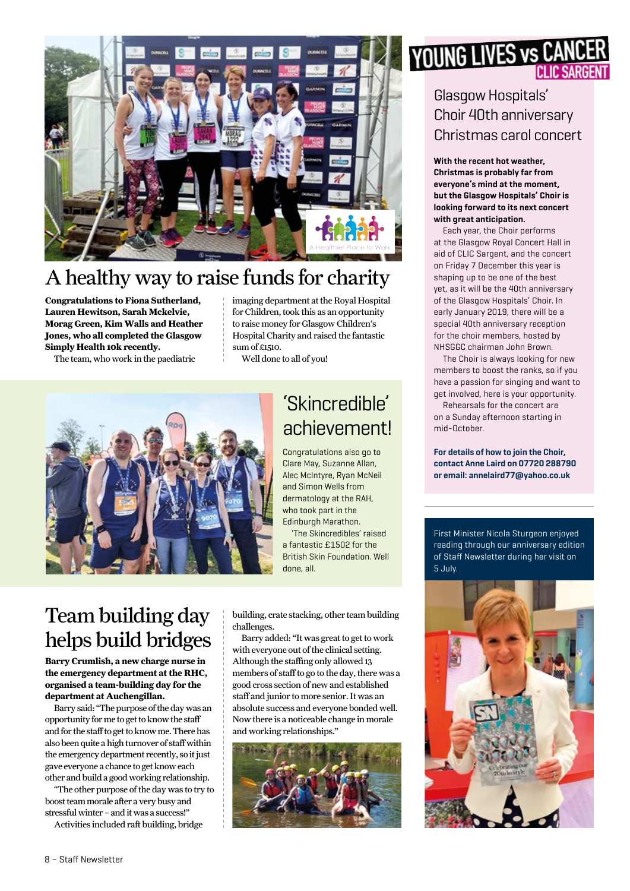# A healthy way to raise funds for charity

**Congratulations to Fiona Sutherland, Lauren Hewitson, Sarah Mckelvie, Morag Green, Kim Walls and Heather Jones, who all completed the Glasgow Simply Health 10k recently.**

The team, who work in the paediatric imaging department at the Royal Hospital for Children, took this as an opportunity to raise money for Glasgow Children's Hospital Charity and raised the fantastic sum of £1510.

Well done to all of you!

## 'Skincredible' achievement!

Congratulations also go to Clare May, Suzanne Allan, Alec McIntyre, Ryan McNeil and Simon Wells from dermatology at the RAH, who took part in the Edinburgh Marathon.

'The Skincredibles' raised a fantastic £1502 for the British Skin Foundation. Well done, all.

# Team building day helps build bridges

**Barry Crumlish, a new charge nurse in the emergency department at the RHC, organised a team-building day for the department at Auchengillan.**

Barry said: "The purpose of the day was an opportunity for me to get to know the staff and for the staff to get to know me. There has also been quite a high turnover of staff within the emergency department recently, so it just gave everyone a chance to get know each other and build a good working relationship.

"The other purpose of the day was to try to boost team morale after a very busy and stressful winter – and it was a success!"

Activities included raft building, bridge building, crate stacking, other team building challenges.

Barry added: "It was great to get to work with everyone out of the clinical setting. Although the staffing only allowed 13 members of staff to go to the day, there was a good cross section of new and established staff and junior to more senior. It was an absolute success and everyone bonded well. Now there is a noticeable change in morale and working relationships."

## YOUNG LIVES vs CANCER CLIC SARGENT

## Glasgow Hospitals' Choir 40th anniversary Christmas carol concert

**With the recent hot weather, Christmas is probably far from everyone's mind at the moment, but the Glasgow Hospitals' Choir is looking forward to its next concert with great anticipation.**

Each year, the Choir performs at the Glasgow Royal Concert Hall in aid of CLIC Sargent, and the concert on Friday 7 December this year is shaping up to be one of the best yet, as it will be the 40th anniversary of the Glasgow Hospitals' Choir. In early January 2019, there will be a special 40th anniversary reception for the choir members, hosted by NHSGGC chairman John Brown.

The Choir is always looking for new members to boost the ranks, so if you have a passion for singing and want to get involved, here is your opportunity.

Rehearsals for the concert are on a Sunday afternoon starting in mid-October.

**For details of how to join the Choir, contact Anne Laird on 07720 288790 or email: annelaird77@yahoo.co.uk**

First Minister Nicola Sturgeon enjoyed reading through our anniversary edition of Staff Newsletter during her visit on 5 July.